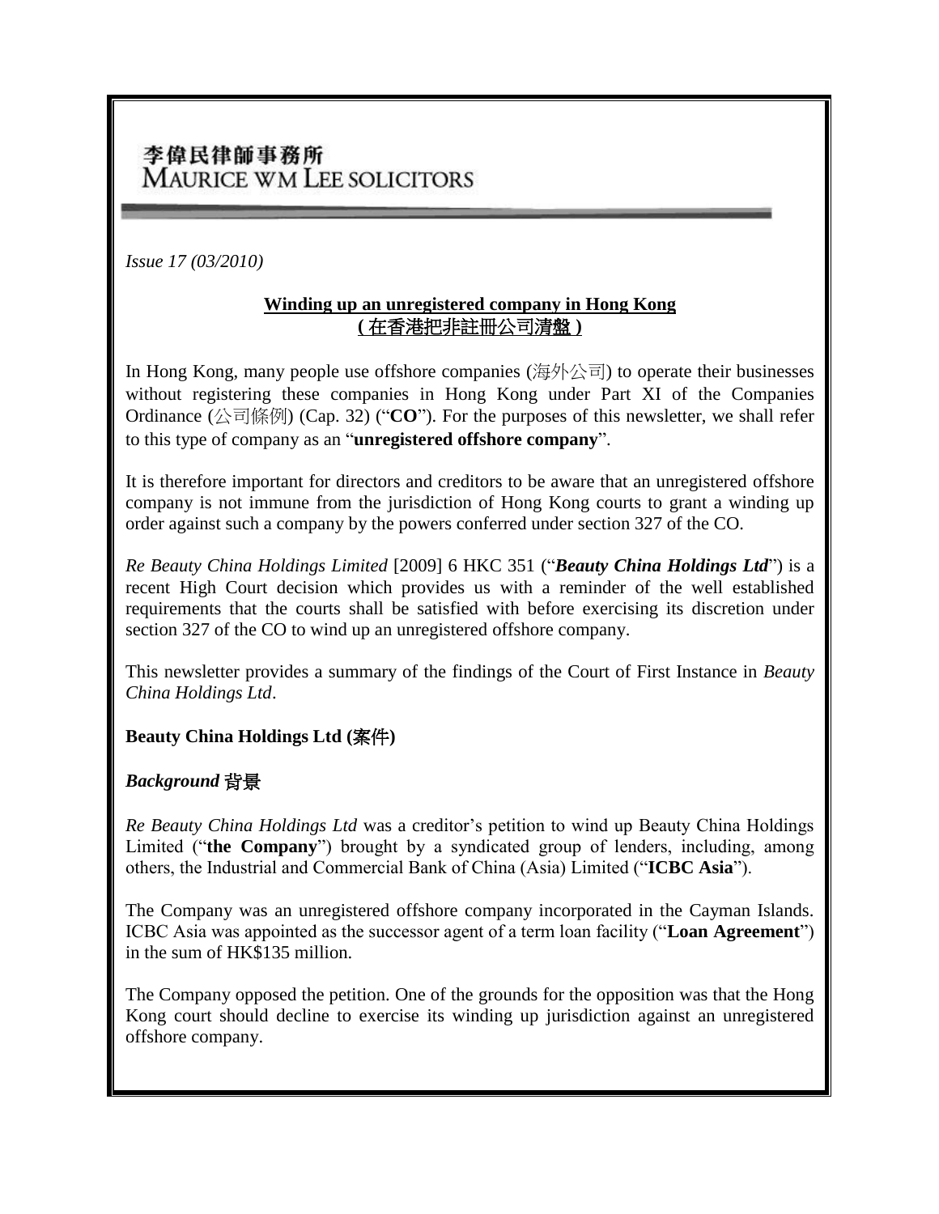李偉民律師事務所
MAURICE WM LEE SOLICITORS

*Issue 17 (03/2010)*

## Winding up an unregistered company in Hong Kong
## (在香港把非註冊公司清盤)

In Hong Kong, many people use offshore companies (海外公司) to operate their businesses without registering these companies in Hong Kong under Part XI of the Companies Ordinance (公司條例) (Cap. 32) ("**CO**"). For the purposes of this newsletter, we shall refer to this type of company as an "**unregistered offshore company**".

It is therefore important for directors and creditors to be aware that an unregistered offshore company is not immune from the jurisdiction of Hong Kong courts to grant a winding up order against such a company by the powers conferred under section 327 of the CO.

*Re Beauty China Holdings Limited* [2009] 6 HKC 351 ("***Beauty China Holdings Ltd***") is a recent High Court decision which provides us with a reminder of the well established requirements that the courts shall be satisfied with before exercising its discretion under section 327 of the CO to wind up an unregistered offshore company.

This newsletter provides a summary of the findings of the Court of First Instance in *Beauty China Holdings Ltd*.

**Beauty China Holdings Ltd (案件)**

***Background* 背景**

*Re Beauty China Holdings Ltd* was a creditor's petition to wind up Beauty China Holdings Limited ("**the Company**") brought by a syndicated group of lenders, including, among others, the Industrial and Commercial Bank of China (Asia) Limited ("**ICBC Asia**").

The Company was an unregistered offshore company incorporated in the Cayman Islands. ICBC Asia was appointed as the successor agent of a term loan facility ("**Loan Agreement**") in the sum of HK$135 million.

The Company opposed the petition. One of the grounds for the opposition was that the Hong Kong court should decline to exercise its winding up jurisdiction against an unregistered offshore company.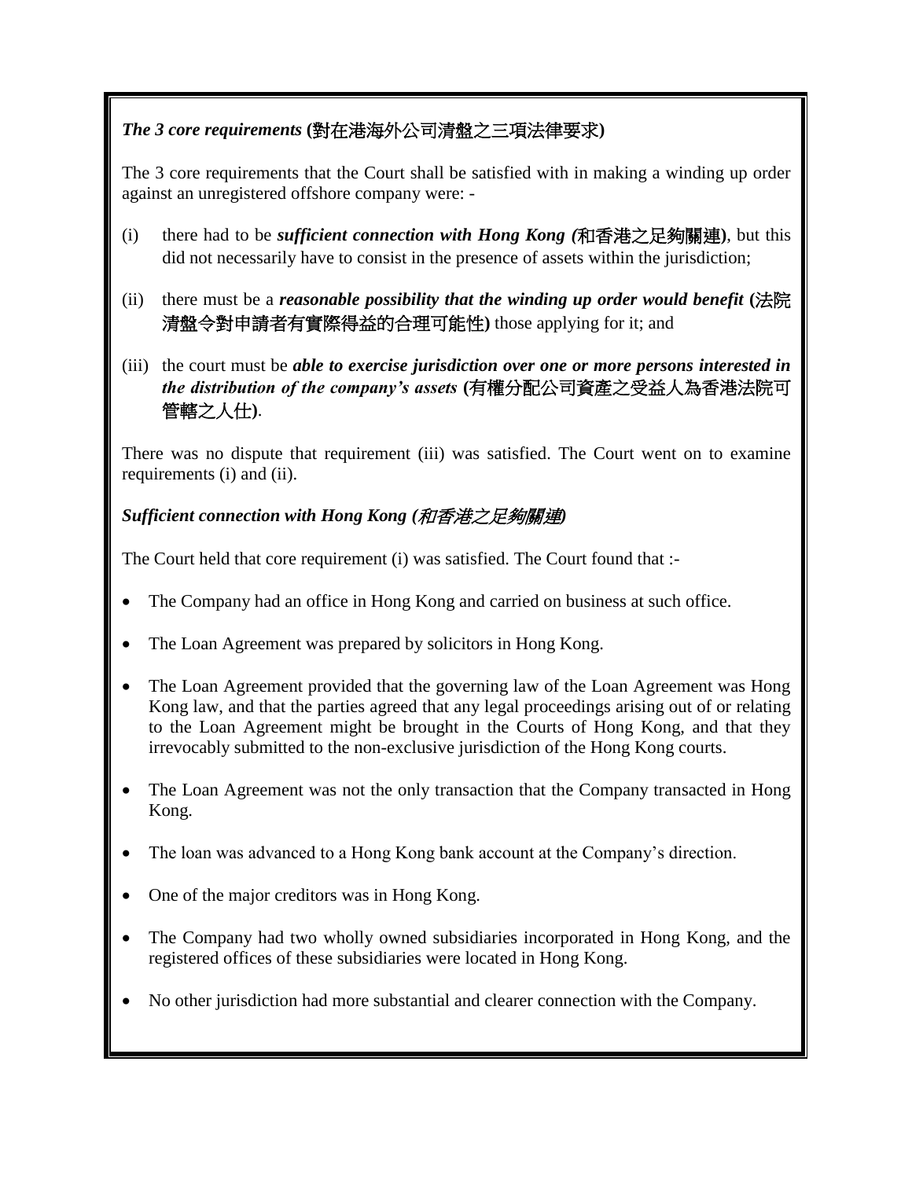### *The 3 core requirements* (對在港海外公司清盤之三項法律要求)

The 3 core requirements that the Court shall be satisfied with in making a winding up order against an unregistered offshore company were: -

(i) there had to be ***sufficient connection with Hong Kong (*和香港之足夠關連)**, but this did not necessarily have to consist in the presence of assets within the jurisdiction;

(ii) there must be a ***reasonable possibility that the winding up order would benefit* (法院清盤令對申請者有實際得益的合理可能性)** those applying for it; and

(iii) the court must be ***able to exercise jurisdiction over one or more persons interested in the distribution of the company's assets* (有權分配公司資產之受益人為香港法院可管轄之人仕)**.

There was no dispute that requirement (iii) was satisfied. The Court went on to examine requirements (i) and (ii).

### *Sufficient connection with Hong Kong (和香港之足夠關連)*

The Court held that core requirement (i) was satisfied. The Court found that :-

- The Company had an office in Hong Kong and carried on business at such office.
- The Loan Agreement was prepared by solicitors in Hong Kong.
- The Loan Agreement provided that the governing law of the Loan Agreement was Hong Kong law, and that the parties agreed that any legal proceedings arising out of or relating to the Loan Agreement might be brought in the Courts of Hong Kong, and that they irrevocably submitted to the non-exclusive jurisdiction of the Hong Kong courts.
- The Loan Agreement was not the only transaction that the Company transacted in Hong Kong.
- The loan was advanced to a Hong Kong bank account at the Company's direction.
- One of the major creditors was in Hong Kong.
- The Company had two wholly owned subsidiaries incorporated in Hong Kong, and the registered offices of these subsidiaries were located in Hong Kong.
- No other jurisdiction had more substantial and clearer connection with the Company.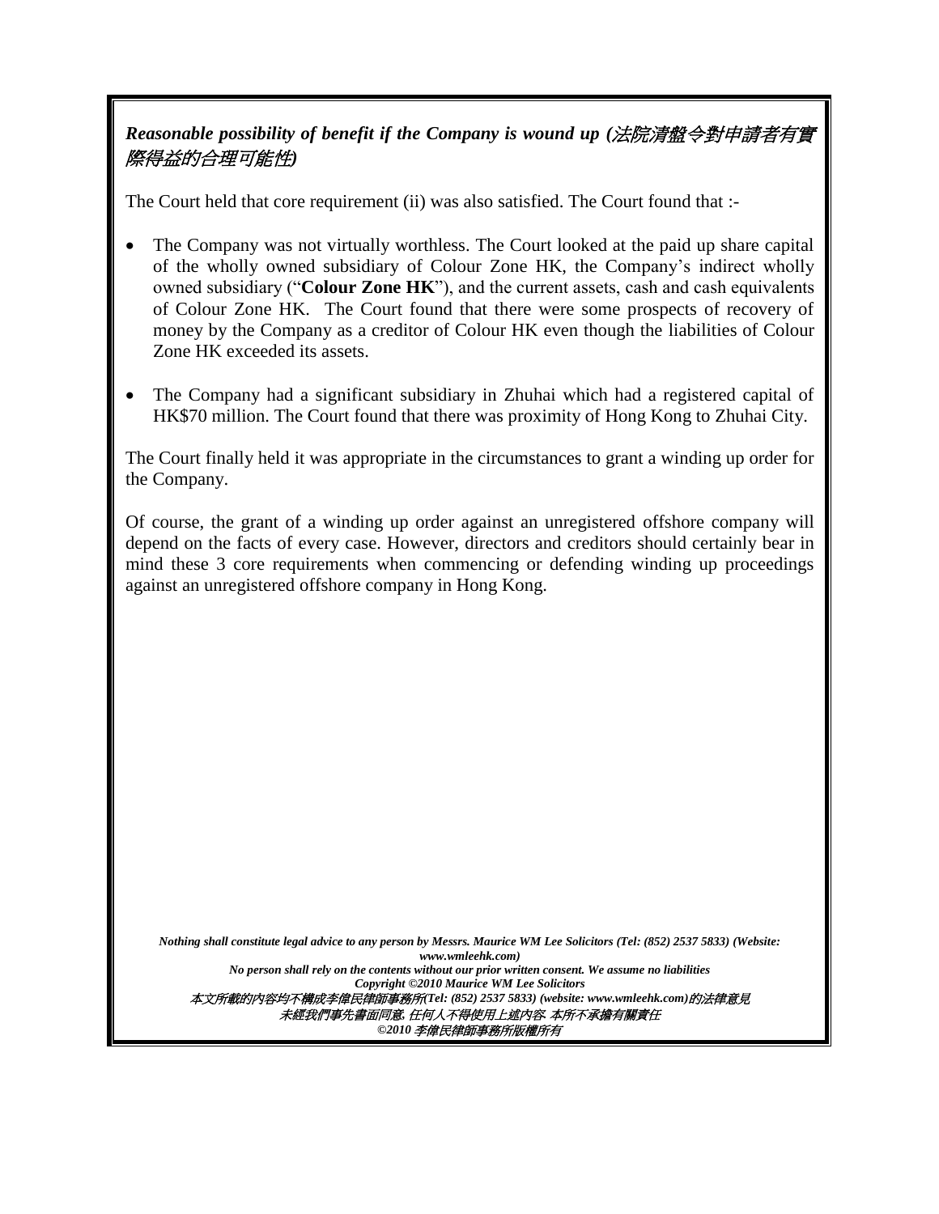### *Reasonable possibility of benefit if the Company is wound up (法院清盤令對申請者有實際得益的合理可能性)*

The Court held that core requirement (ii) was also satisfied. The Court found that :-

- The Company was not virtually worthless. The Court looked at the paid up share capital of the wholly owned subsidiary of Colour Zone HK, the Company's indirect wholly owned subsidiary ("**Colour Zone HK**"), and the current assets, cash and cash equivalents of Colour Zone HK. The Court found that there were some prospects of recovery of money by the Company as a creditor of Colour HK even though the liabilities of Colour Zone HK exceeded its assets.
- The Company had a significant subsidiary in Zhuhai which had a registered capital of HK$70 million. The Court found that there was proximity of Hong Kong to Zhuhai City.

The Court finally held it was appropriate in the circumstances to grant a winding up order for the Company.

Of course, the grant of a winding up order against an unregistered offshore company will depend on the facts of every case. However, directors and creditors should certainly bear in mind these 3 core requirements when commencing or defending winding up proceedings against an unregistered offshore company in Hong Kong.

***Nothing shall constitute legal advice to any person by Messrs. Maurice WM Lee Solicitors (Tel: (852) 2537 5833) (Website: www.wmleehk.com)***
***No person shall rely on the contents without our prior written consent. We assume no liabilities***
***Copyright ©2010 Maurice WM Lee Solicitors***
***本文所載的內容均不構成李偉民律師事務所(Tel: (852) 2537 5833) (website: www.wmleehk.com)的法律意見***
***未經我們事先書面同意, 任何人不得使用上述內容. 本所不承擔有關責任***
***©2010 李偉民律師事務所版權所有***